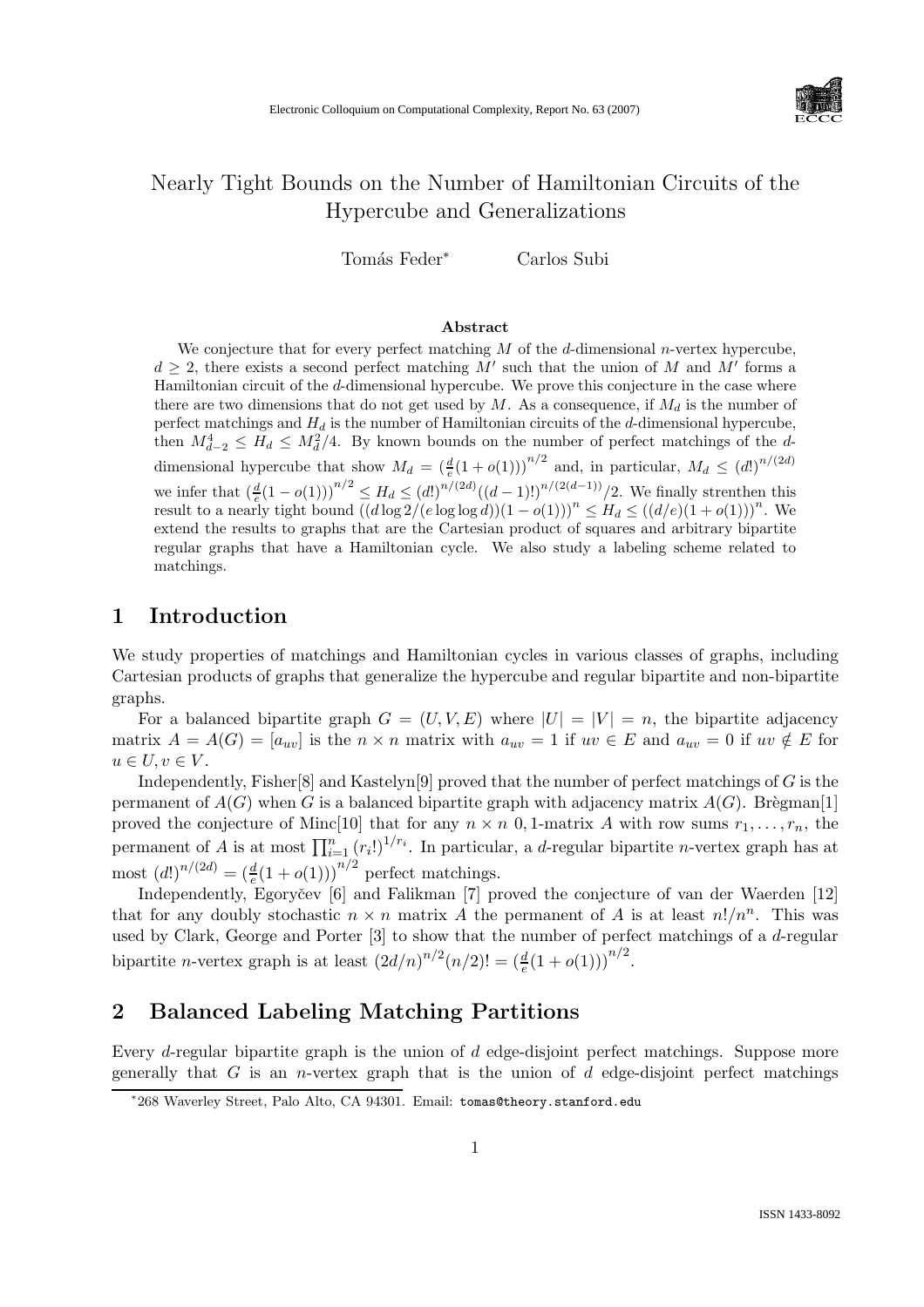# Nearly Tight Bounds on the Number of Hamiltonian Circuits of the Hypercube and Generalizations

Tomás Feder* Carlos Subi

### Abstract

We conjecture that for every perfect matching $M$ of the $d$-dimensional $n$-vertex hypercube, $d \geq 2$, there exists a second perfect matching $M'$ such that the union of $M$ and $M'$ forms a Hamiltonian circuit of the $d$-dimensional hypercube. We prove this conjecture in the case where there are two dimensions that do not get used by $M$. As a consequence, if $M_d$ is the number of perfect matchings and $H_d$ is the number of Hamiltonian circuits of the $d$-dimensional hypercube, then $M_{d-2}^4 \leq H_d \leq M_d^2/4$. By known bounds on the number of perfect matchings of the $d$-dimensional hypercube that show $M_d = \left(\frac{d}{e}(1+o(1))\right)^{n/2}$ and, in particular, $M_d \leq (d!)^{n/(2d)}$ we infer that $\left(\frac{d}{e}(1-o(1))\right)^{n/2} \leq H_d \leq (d!)^{n/(2d)}((d-1)!)^{n/(2(d-1))}/2$. We finally strenthen this result to a nearly tight bound $((d\log 2/(e\log\log d))(1-o(1)))^n \leq H_d \leq ((d/e)(1+o(1)))^n$. We extend the results to graphs that are the Cartesian product of squares and arbitrary bipartite regular graphs that have a Hamiltonian cycle. We also study a labeling scheme related to matchings.

## 1 Introduction

We study properties of matchings and Hamiltonian cycles in various classes of graphs, including Cartesian products of graphs that generalize the hypercube and regular bipartite and non-bipartite graphs.

For a balanced bipartite graph $G = (U, V, E)$ where $|U| = |V| = n$, the bipartite adjacency matrix $A = A(G) = [a_{uv}]$ is the $n \times n$ matrix with $a_{uv} = 1$ if $uv \in E$ and $a_{uv} = 0$ if $uv \notin E$ for $u \in U, v \in V$.

Independently, Fisher[8] and Kastelyn[9] proved that the number of perfect matchings of $G$ is the permanent of $A(G)$ when $G$ is a balanced bipartite graph with adjacency matrix $A(G)$. Brègman[1] proved the conjecture of Minc[10] that for any $n \times n$ 0,1-matrix $A$ with row sums $r_1, \ldots, r_n$, the permanent of $A$ is at most $\prod_{i=1}^{n}(r_i!)^{1/r_i}$. In particular, a $d$-regular bipartite $n$-vertex graph has at most $(d!)^{n/(2d)} = \left(\frac{d}{e}(1+o(1))\right)^{n/2}$ perfect matchings.

Independently, Egoryčev [6] and Falikman [7] proved the conjecture of van der Waerden [12] that for any doubly stochastic $n \times n$ matrix $A$ the permanent of $A$ is at least $n!/n^n$. This was used by Clark, George and Porter [3] to show that the number of perfect matchings of a $d$-regular bipartite $n$-vertex graph is at least $(2d/n)^{n/2}(n/2)! = \left(\frac{d}{e}(1+o(1))\right)^{n/2}$.

## 2 Balanced Labeling Matching Partitions

Every $d$-regular bipartite graph is the union of $d$ edge-disjoint perfect matchings. Suppose more generally that $G$ is an $n$-vertex graph that is the union of $d$ edge-disjoint perfect matchings

*268 Waverley Street, Palo Alto, CA 94301. Email: tomas@theory.stanford.edu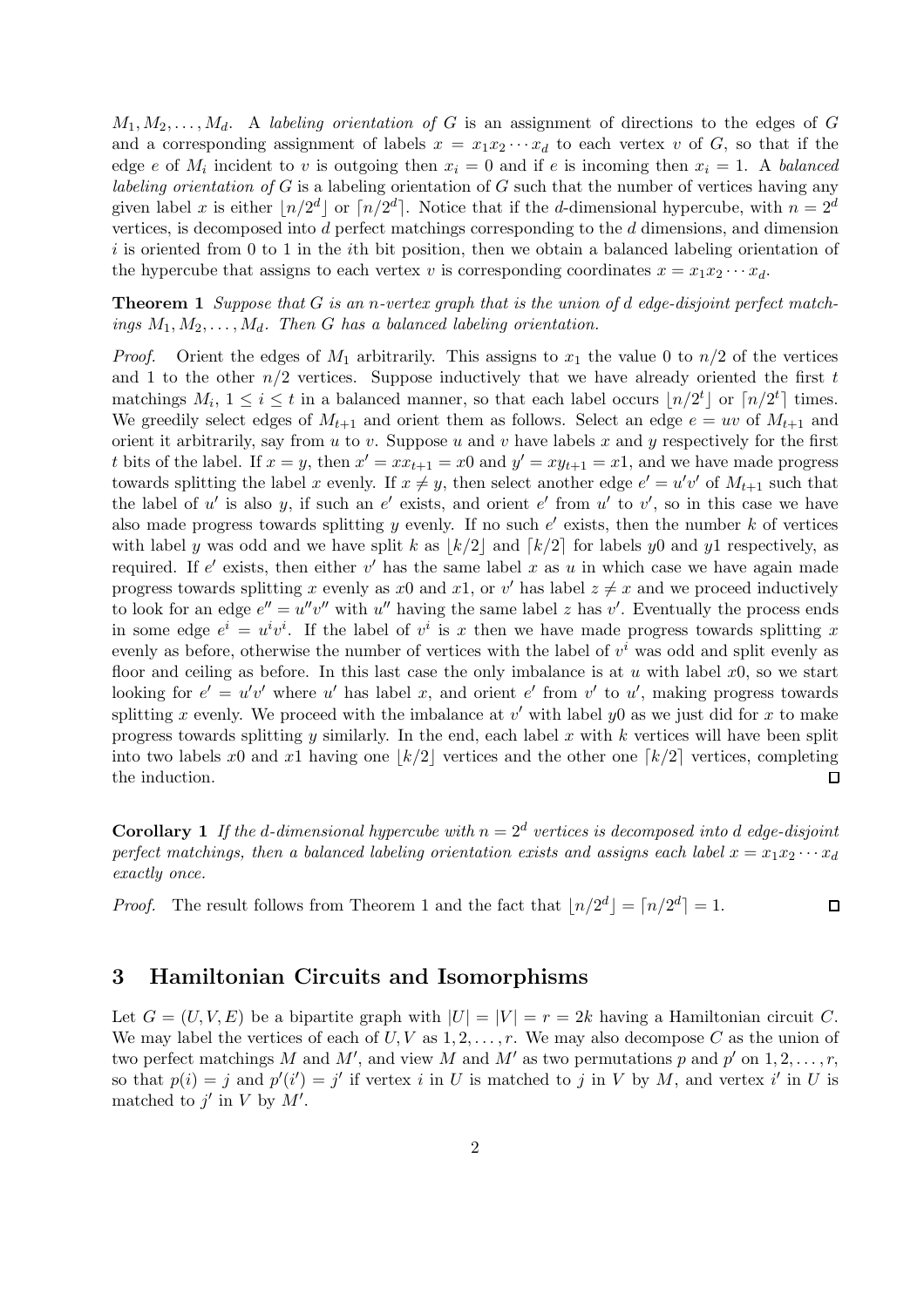$M_1, M_2, \ldots, M_d$. A *labeling orientation of* $G$ is an assignment of directions to the edges of $G$ and a corresponding assignment of labels $x = x_1 x_2 \cdots x_d$ to each vertex $v$ of $G$, so that if the edge $e$ of $M_i$ incident to $v$ is outgoing then $x_i = 0$ and if $e$ is incoming then $x_i = 1$. A *balanced labeling orientation of* $G$ is a labeling orientation of $G$ such that the number of vertices having any given label $x$ is either $\lfloor n/2^d \rfloor$ or $\lceil n/2^d \rceil$. Notice that if the $d$-dimensional hypercube, with $n = 2^d$ vertices, is decomposed into $d$ perfect matchings corresponding to the $d$ dimensions, and dimension $i$ is oriented from 0 to 1 in the $i$th bit position, then we obtain a balanced labeling orientation of the hypercube that assigns to each vertex $v$ is corresponding coordinates $x = x_1 x_2 \cdots x_d$.

**Theorem 1** *Suppose that* $G$ *is an* $n$*-vertex graph that is the union of* $d$ *edge-disjoint perfect matchings* $M_1, M_2, \ldots, M_d$*. Then* $G$ *has a balanced labeling orientation.*

*Proof.* Orient the edges of $M_1$ arbitrarily. This assigns to $x_1$ the value 0 to $n/2$ of the vertices and 1 to the other $n/2$ vertices. Suppose inductively that we have already oriented the first $t$ matchings $M_i$, $1 \leq i \leq t$ in a balanced manner, so that each label occurs $\lfloor n/2^t \rfloor$ or $\lceil n/2^t \rceil$ times. We greedily select edges of $M_{t+1}$ and orient them as follows. Select an edge $e = uv$ of $M_{t+1}$ and orient it arbitrarily, say from $u$ to $v$. Suppose $u$ and $v$ have labels $x$ and $y$ respectively for the first $t$ bits of the label. If $x = y$, then $x' = xx_{t+1} = x0$ and $y' = xy_{t+1} = x1$, and we have made progress towards splitting the label $x$ evenly. If $x \neq y$, then select another edge $e' = u'v'$ of $M_{t+1}$ such that the label of $u'$ is also $y$, if such an $e'$ exists, and orient $e'$ from $u'$ to $v'$, so in this case we have also made progress towards splitting $y$ evenly. If no such $e'$ exists, then the number $k$ of vertices with label $y$ was odd and we have split $k$ as $\lfloor k/2 \rfloor$ and $\lceil k/2 \rceil$ for labels $y0$ and $y1$ respectively, as required. If $e'$ exists, then either $v'$ has the same label $x$ as $u$ in which case we have again made progress towards splitting $x$ evenly as $x0$ and $x1$, or $v'$ has label $z \neq x$ and we proceed inductively to look for an edge $e'' = u''v''$ with $u''$ having the same label $z$ has $v'$. Eventually the process ends in some edge $e^i = u^i v^i$. If the label of $v^i$ is $x$ then we have made progress towards splitting $x$ evenly as before, otherwise the number of vertices with the label of $v^i$ was odd and split evenly as floor and ceiling as before. In this last case the only imbalance is at $u$ with label $x0$, so we start looking for $e' = u'v'$ where $u'$ has label $x$, and orient $e'$ from $v'$ to $u'$, making progress towards splitting $x$ evenly. We proceed with the imbalance at $v'$ with label $y0$ as we just did for $x$ to make progress towards splitting $y$ similarly. In the end, each label $x$ with $k$ vertices will have been split into two labels $x0$ and $x1$ having one $\lfloor k/2 \rfloor$ vertices and the other one $\lceil k/2 \rceil$ vertices, completing the induction. $\square$

**Corollary 1** *If the* $d$*-dimensional hypercube with* $n = 2^d$ *vertices is decomposed into* $d$ *edge-disjoint perfect matchings, then a balanced labeling orientation exists and assigns each label* $x = x_1 x_2 \cdots x_d$ *exactly once.*

*Proof.* The result follows from Theorem 1 and the fact that $\lfloor n/2^d \rfloor = \lceil n/2^d \rceil = 1$. $\square$

## 3 Hamiltonian Circuits and Isomorphisms

Let $G = (U, V, E)$ be a bipartite graph with $|U| = |V| = r = 2k$ having a Hamiltonian circuit $C$. We may label the vertices of each of $U, V$ as $1, 2, \ldots, r$. We may also decompose $C$ as the union of two perfect matchings $M$ and $M'$, and view $M$ and $M'$ as two permutations $p$ and $p'$ on $1, 2, \ldots, r$, so that $p(i) = j$ and $p'(i') = j'$ if vertex $i$ in $U$ is matched to $j$ in $V$ by $M$, and vertex $i'$ in $U$ is matched to $j'$ in $V$ by $M'$.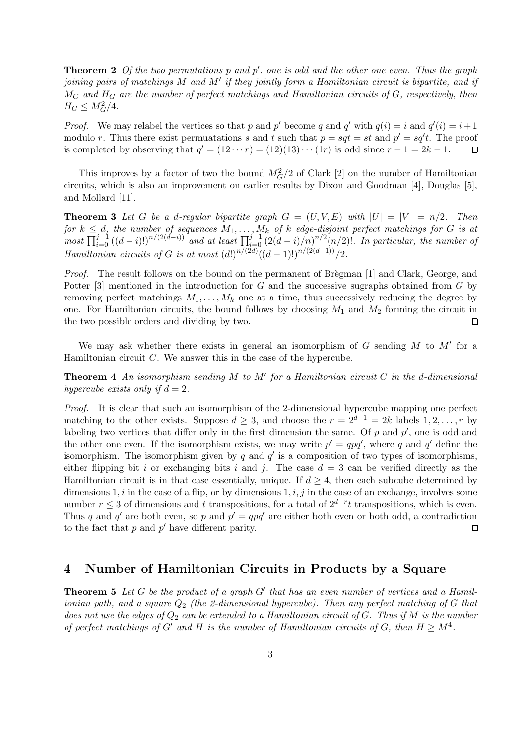**Theorem 2** *Of the two permutations $p$ and $p'$, one is odd and the other one even. Thus the graph joining pairs of matchings $M$ and $M'$ if they jointly form a Hamiltonian circuit is bipartite, and if $M_G$ and $H_G$ are the number of perfect matchings and Hamiltonian circuits of $G$, respectively, then $H_G \leq M_G^2/4$.*

*Proof.* We may relabel the vertices so that $p$ and $p'$ become $q$ and $q'$ with $q(i) = i$ and $q'(i) = i+1$ modulo $r$. Thus there exist permuatations $s$ and $t$ such that $p = sqt = st$ and $p' = sq't$. The proof is completed by observing that $q' = (12 \cdots r) = (12)(13) \cdots (1r)$ is odd since $r - 1 = 2k - 1$. $\square$

This improves by a factor of two the bound $M_G^2/2$ of Clark [2] on the number of Hamiltonian circuits, which is also an improvement on earlier results by Dixon and Goodman [4], Douglas [5], and Mollard [11].

**Theorem 3** *Let $G$ be a $d$-regular bipartite graph $G = (U, V, E)$ with $|U| = |V| = n/2$. Then for $k \leq d$, the number of sequences $M_1, \ldots, M_k$ of $k$ edge-disjoint perfect matchings for $G$ is at most $\prod_{i=0}^{j-1} ((d-i)!)^{n/(2(d-i))}$ and at least $\prod_{i=0}^{j-1} (2(d-i)/n)^{n/2} (n/2)!$. In particular, the number of Hamiltonian circuits of $G$ is at most $(d!)^{n/(2d)}((d-1)!)^{n/(2(d-1))}/2$.*

*Proof.* The result follows on the bound on the permanent of Brègman [1] and Clark, George, and Potter [3] mentioned in the introduction for $G$ and the successive sugraphs obtained from $G$ by removing perfect matchings $M_1, \ldots, M_k$ one at a time, thus successively reducing the degree by one. For Hamiltonian circuits, the bound follows by choosing $M_1$ and $M_2$ forming the circuit in the two possible orders and dividing by two. $\square$

We may ask whether there exists in general an isomorphism of $G$ sending $M$ to $M'$ for a Hamiltonian circuit $C$. We answer this in the case of the hypercube.

**Theorem 4** *An isomorphism sending $M$ to $M'$ for a Hamiltonian circuit $C$ in the $d$-dimensional hypercube exists only if $d = 2$.*

*Proof.* It is clear that such an isomorphism of the 2-dimensional hypercube mapping one perfect matching to the other exists. Suppose $d \geq 3$, and choose the $r = 2^{d-1} = 2k$ labels $1, 2, \ldots, r$ by labeling two vertices that differ only in the first dimension the same. Of $p$ and $p'$, one is odd and the other one even. If the isomorphism exists, we may write $p' = qpq'$, where $q$ and $q'$ define the isomorphism. The isomorphism given by $q$ and $q'$ is a composition of two types of isomorphisms, either flipping bit $i$ or exchanging bits $i$ and $j$. The case $d = 3$ can be verified directly as the Hamiltonian circuit is in that case essentially, unique. If $d \geq 4$, then each subcube determined by dimensions $1, i$ in the case of a flip, or by dimensions $1, i, j$ in the case of an exchange, involves some number $r \leq 3$ of dimensions and $t$ transpositions, for a total of $2^{d-r}t$ transpositions, which is even. Thus $q$ and $q'$ are both even, so $p$ and $p' = qpq'$ are either both even or both odd, a contradiction to the fact that $p$ and $p'$ have different parity. $\square$

## 4 Number of Hamiltonian Circuits in Products by a Square

**Theorem 5** *Let $G$ be the product of a graph $G'$ that has an even number of vertices and a Hamiltonian path, and a square $Q_2$ (the 2-dimensional hypercube). Then any perfect matching of $G$ that does not use the edges of $Q_2$ can be extended to a Hamiltonian circuit of $G$. Thus if $M$ is the number of perfect matchings of $G'$ and $H$ is the number of Hamiltonian circuits of $G$, then $H \geq M^4$.*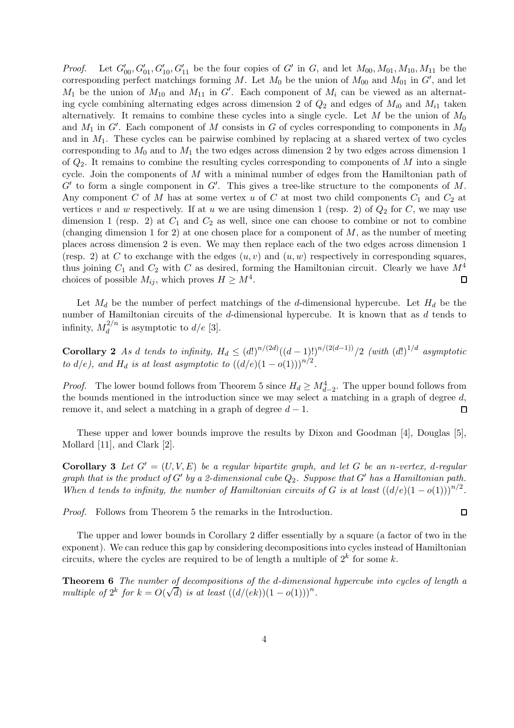*Proof.* Let $G'_{00}, G'_{01}, G'_{10}, G'_{11}$ be the four copies of $G'$ in $G$, and let $M_{00}, M_{01}, M_{10}, M_{11}$ be the corresponding perfect matchings forming $M$. Let $M_0$ be the union of $M_{00}$ and $M_{01}$ in $G'$, and let $M_1$ be the union of $M_{10}$ and $M_{11}$ in $G'$. Each component of $M_i$ can be viewed as an alternating cycle combining alternating edges across dimension 2 of $Q_2$ and edges of $M_{i0}$ and $M_{i1}$ taken alternatively. It remains to combine these cycles into a single cycle. Let $M$ be the union of $M_0$ and $M_1$ in $G'$. Each component of $M$ consists in $G$ of cycles corresponding to components in $M_0$ and in $M_1$. These cycles can be pairwise combined by replacing at a shared vertex of two cycles corresponding to $M_0$ and to $M_1$ the two edges across dimension 2 by two edges across dimension 1 of $Q_2$. It remains to combine the resulting cycles corresponding to components of $M$ into a single cycle. Join the components of $M$ with a minimal number of edges from the Hamiltonian path of $G'$ to form a single component in $G'$. This gives a tree-like structure to the components of $M$. Any component $C$ of $M$ has at some vertex $u$ of $C$ at most two child components $C_1$ and $C_2$ at vertices $v$ and $w$ respectively. If at $u$ we are using dimension 1 (resp. 2) of $Q_2$ for $C$, we may use dimension 1 (resp. 2) at $C_1$ and $C_2$ as well, since one can choose to combine or not to combine (changing dimension 1 for 2) at one chosen place for a component of $M$, as the number of meeting places across dimension 2 is even. We may then replace each of the two edges across dimension 1 (resp. 2) at $C$ to exchange with the edges $(u, v)$ and $(u, w)$ respectively in corresponding squares, thus joining $C_1$ and $C_2$ with $C$ as desired, forming the Hamiltonian circuit. Clearly we have $M^4$ choices of possible $M_{ij}$, which proves $H \geq M^4$. ◻

Let $M_d$ be the number of perfect matchings of the $d$-dimensional hypercube. Let $H_d$ be the number of Hamiltonian circuits of the $d$-dimensional hypercube. It is known that as $d$ tends to infinity, $M_d^{2/n}$ is asymptotic to $d/e$ [3].

**Corollary 2** *As $d$ tends to infinity, $H_d \leq (d!)^{n/(2d)}((d-1)!)^{n/(2(d-1))}/2$ (with $(d!)^{1/d}$ asymptotic to $d/e$), and $H_d$ is at least asymptotic to $((d/e)(1-o(1)))^{n/2}$.*

*Proof.* The lower bound follows from Theorem 5 since $H_d \geq M_{d-2}^4$. The upper bound follows from the bounds mentioned in the introduction since we may select a matching in a graph of degree $d$, remove it, and select a matching in a graph of degree $d-1$. ◻

These upper and lower bounds improve the results by Dixon and Goodman [4], Douglas [5], Mollard [11], and Clark [2].

**Corollary 3** *Let $G' = (U, V, E)$ be a regular bipartite graph, and let $G$ be an $n$-vertex, $d$-regular graph that is the product of $G'$ by a 2-dimensional cube $Q_2$. Suppose that $G'$ has a Hamiltonian path. When $d$ tends to infinity, the number of Hamiltonian circuits of $G$ is at least $((d/e)(1-o(1)))^{n/2}$.*

*Proof.* Follows from Theorem 5 the remarks in the Introduction. ◻

The upper and lower bounds in Corollary 2 differ essentially by a square (a factor of two in the exponent). We can reduce this gap by considering decompositions into cycles instead of Hamiltonian circuits, where the cycles are required to be of length a multiple of $2^k$ for some $k$.

**Theorem 6** *The number of decompositions of the $d$-dimensional hypercube into cycles of length a multiple of $2^k$ for $k = O(\sqrt{d})$ is at least $((d/(ek))(1-o(1)))^n$.*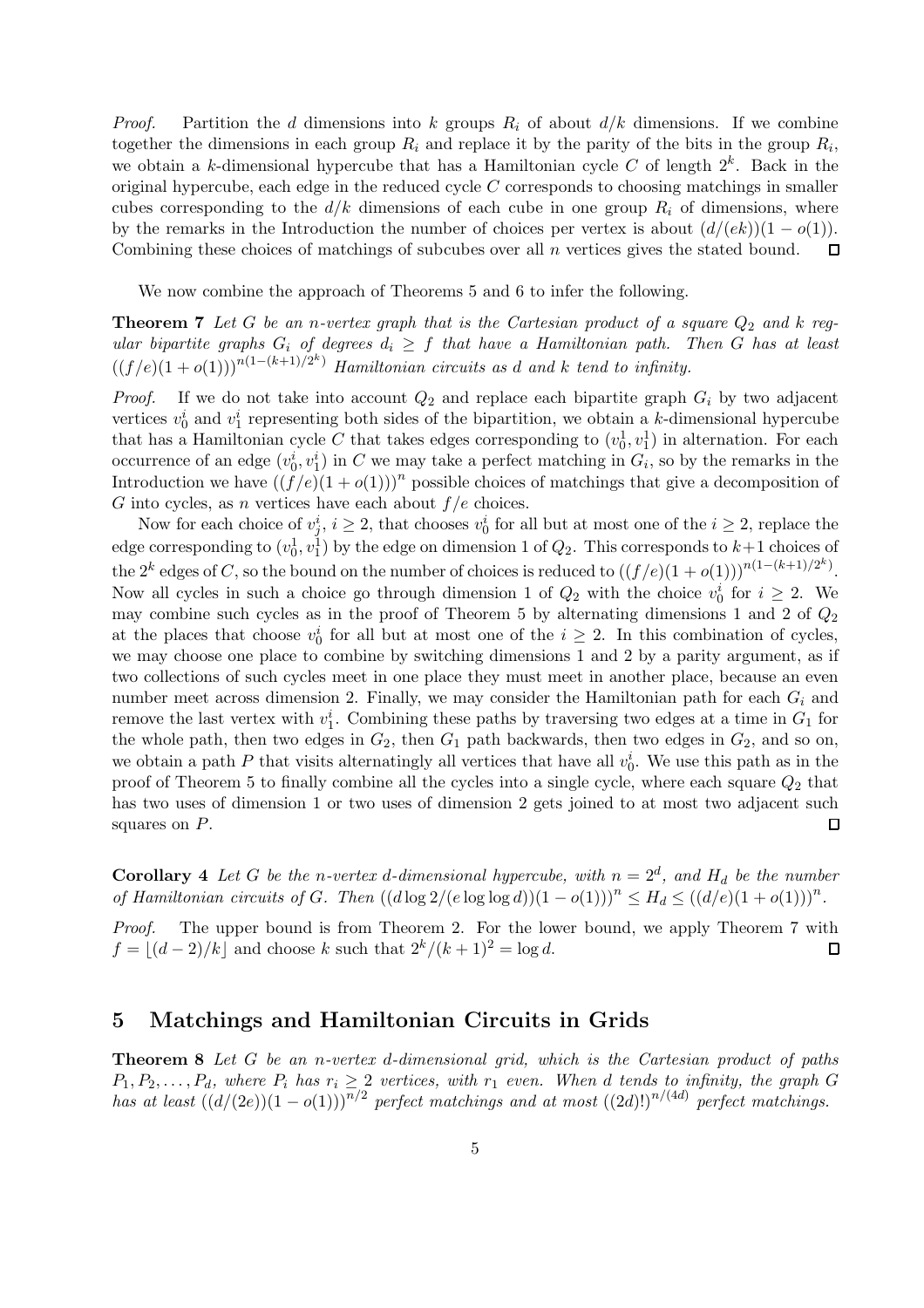*Proof.* Partition the $d$ dimensions into $k$ groups $R_i$ of about $d/k$ dimensions. If we combine together the dimensions in each group $R_i$ and replace it by the parity of the bits in the group $R_i$, we obtain a $k$-dimensional hypercube that has a Hamiltonian cycle $C$ of length $2^k$. Back in the original hypercube, each edge in the reduced cycle $C$ corresponds to choosing matchings in smaller cubes corresponding to the $d/k$ dimensions of each cube in one group $R_i$ of dimensions, where by the remarks in the Introduction the number of choices per vertex is about $(d/(ek))(1-o(1))$. Combining these choices of matchings of subcubes over all $n$ vertices gives the stated bound. □

We now combine the approach of Theorems 5 and 6 to infer the following.

**Theorem 7** *Let $G$ be an $n$-vertex graph that is the Cartesian product of a square $Q_2$ and $k$ regular bipartite graphs $G_i$ of degrees $d_i \geq f$ that have a Hamiltonian path. Then $G$ has at least $((f/e)(1+o(1)))^{n(1-(k+1)/2^k)}$ Hamiltonian circuits as $d$ and $k$ tend to infinity.*

*Proof.* If we do not take into account $Q_2$ and replace each bipartite graph $G_i$ by two adjacent vertices $v_0^i$ and $v_1^i$ representing both sides of the bipartition, we obtain a $k$-dimensional hypercube that has a Hamiltonian cycle $C$ that takes edges corresponding to $(v_0^i, v_1^i)$ in alternation. For each occurrence of an edge $(v_0^i, v_1^i)$ in $C$ we may take a perfect matching in $G_i$, so by the remarks in the Introduction we have $((f/e)(1+o(1)))^n$ possible choices of matchings that give a decomposition of $G$ into cycles, as $n$ vertices have each about $f/e$ choices.

Now for each choice of $v_j^i$, $i \geq 2$, that chooses $v_0^i$ for all but at most one of the $i \geq 2$, replace the edge corresponding to $(v_0^1, v_1^1)$ by the edge on dimension 1 of $Q_2$. This corresponds to $k+1$ choices of the $2^k$ edges of $C$, so the bound on the number of choices is reduced to $((f/e)(1+o(1)))^{n(1-(k+1)/2^k)}$. Now all cycles in such a choice go through dimension 1 of $Q_2$ with the choice $v_0^i$ for $i \geq 2$. We may combine such cycles as in the proof of Theorem 5 by alternating dimensions 1 and 2 of $Q_2$ at the places that choose $v_0^i$ for all but at most one of the $i \geq 2$. In this combination of cycles, we may choose one place to combine by switching dimensions 1 and 2 by a parity argument, as if two collections of such cycles meet in one place they must meet in another place, because an even number meet across dimension 2. Finally, we may consider the Hamiltonian path for each $G_i$ and remove the last vertex with $v_1^i$. Combining these paths by traversing two edges at a time in $G_1$ for the whole path, then two edges in $G_2$, then $G_1$ path backwards, then two edges in $G_2$, and so on, we obtain a path $P$ that visits alternatingly all vertices that have all $v_0^i$. We use this path as in the proof of Theorem 5 to finally combine all the cycles into a single cycle, where each square $Q_2$ that has two uses of dimension 1 or two uses of dimension 2 gets joined to at most two adjacent such squares on $P$. □

**Corollary 4** *Let $G$ be the $n$-vertex $d$-dimensional hypercube, with $n = 2^d$, and $H_d$ be the number of Hamiltonian circuits of $G$. Then $((d \log 2/(e \log \log d))(1-o(1)))^n \leq H_d \leq ((d/e)(1+o(1)))^n$.*

*Proof.* The upper bound is from Theorem 2. For the lower bound, we apply Theorem 7 with $f = \lfloor (d-2)/k \rfloor$ and choose $k$ such that $2^k/(k+1)^2 = \log d$. □

## 5 Matchings and Hamiltonian Circuits in Grids

**Theorem 8** *Let $G$ be an $n$-vertex $d$-dimensional grid, which is the Cartesian product of paths $P_1, P_2, \ldots, P_d$, where $P_i$ has $r_i \geq 2$ vertices, with $r_1$ even. When $d$ tends to infinity, the graph $G$ has at least $((d/(2e))(1-o(1)))^{n/2}$ perfect matchings and at most $((2d)!)^{n/(4d)}$ perfect matchings.*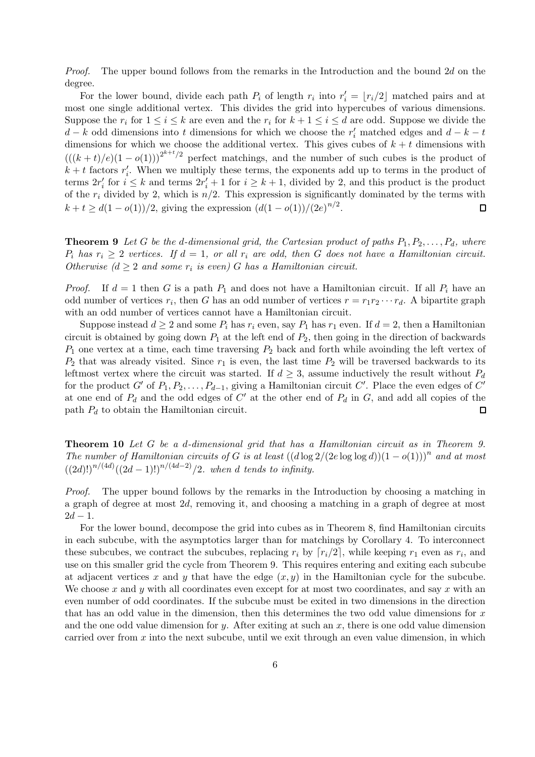*Proof.* The upper bound follows from the remarks in the Introduction and the bound $2d$ on the degree.

For the lower bound, divide each path $P_i$ of length $r_i$ into $r_i' = \lfloor r_i/2 \rfloor$ matched pairs and at most one single additional vertex. This divides the grid into hypercubes of various dimensions. Suppose the $r_i$ for $1 \le i \le k$ are even and the $r_i$ for $k+1 \le i \le d$ are odd. Suppose we divide the $d-k$ odd dimensions into $t$ dimensions for which we choose the $r_i'$ matched edges and $d-k-t$ dimensions for which we choose the additional vertex. This gives cubes of $k+t$ dimensions with $(((k+t)/e)(1-o(1)))^{2^{k+t}/2}$ perfect matchings, and the number of such cubes is the product of $k+t$ factors $r_i'$. When we multiply these terms, the exponents add up to terms in the product of terms $2r_i'$ for $i \le k$ and terms $2r_i'+1$ for $i \ge k+1$, divided by 2, and this product is the product of the $r_i$ divided by 2, which is $n/2$. This expression is significantly dominated by the terms with $k+t \ge d(1-o(1))/2$, giving the expression $(d(1-o(1))/(2e)^{n/2}$. ☐

**Theorem 9** *Let $G$ be the $d$-dimensional grid, the Cartesian product of paths $P_1, P_2, \ldots, P_d$, where $P_i$ has $r_i \ge 2$ vertices. If $d = 1$, or all $r_i$ are odd, then $G$ does not have a Hamiltonian circuit. Otherwise ($d \ge 2$ and some $r_i$ is even) $G$ has a Hamiltonian circuit.*

*Proof.* If $d = 1$ then $G$ is a path $P_1$ and does not have a Hamiltonian circuit. If all $P_i$ have an odd number of vertices $r_i$, then $G$ has an odd number of vertices $r = r_1 r_2 \cdots r_d$. A bipartite graph with an odd number of vertices cannot have a Hamiltonian circuit.

Suppose instead $d \ge 2$ and some $P_i$ has $r_i$ even, say $P_1$ has $r_1$ even. If $d = 2$, then a Hamiltonian circuit is obtained by going down $P_1$ at the left end of $P_2$, then going in the direction of backwards $P_1$ one vertex at a time, each time traversing $P_2$ back and forth while avoinding the left vertex of $P_2$ that was already visited. Since $r_1$ is even, the last time $P_2$ will be traversed backwards to its leftmost vertex where the circuit was started. If $d \ge 3$, assume inductively the result without $P_d$ for the product $G'$ of $P_1, P_2, \ldots, P_{d-1}$, giving a Hamiltonian circuit $C'$. Place the even edges of $C'$ at one end of $P_d$ and the odd edges of $C'$ at the other end of $P_d$ in $G$, and add all copies of the path $P_d$ to obtain the Hamiltonian circuit. ☐

**Theorem 10** *Let $G$ be a $d$-dimensional grid that has a Hamiltonian circuit as in Theorem 9. The number of Hamiltonian circuits of $G$ is at least $((d \log 2/(2e \log\log d))(1-o(1)))^n$ and at most $((2d)!)^{n/(4d)}((2d-1)!)^{n/(4d-2)}/2$. when $d$ tends to infinity.*

*Proof.* The upper bound follows by the remarks in the Introduction by choosing a matching in a graph of degree at most $2d$, removing it, and choosing a matching in a graph of degree at most $2d-1$.

For the lower bound, decompose the grid into cubes as in Theorem 8, find Hamiltonian circuits in each subcube, with the asymptotics larger than for matchings by Corollary 4. To interconnect these subcubes, we contract the subcubes, replacing $r_i$ by $\lceil r_i/2 \rceil$, while keeping $r_1$ even as $r_i$, and use on this smaller grid the cycle from Theorem 9. This requires entering and exiting each subcube at adjacent vertices $x$ and $y$ that have the edge $(x, y)$ in the Hamiltonian cycle for the subcube. We choose $x$ and $y$ with all coordinates even except for at most two coordinates, and say $x$ with an even number of odd coordinates. If the subcube must be exited in two dimensions in the direction that has an odd value in the dimension, then this determines the two odd value dimensions for $x$ and the one odd value dimension for $y$. After exiting at such an $x$, there is one odd value dimension carried over from $x$ into the next subcube, until we exit through an even value dimension, in which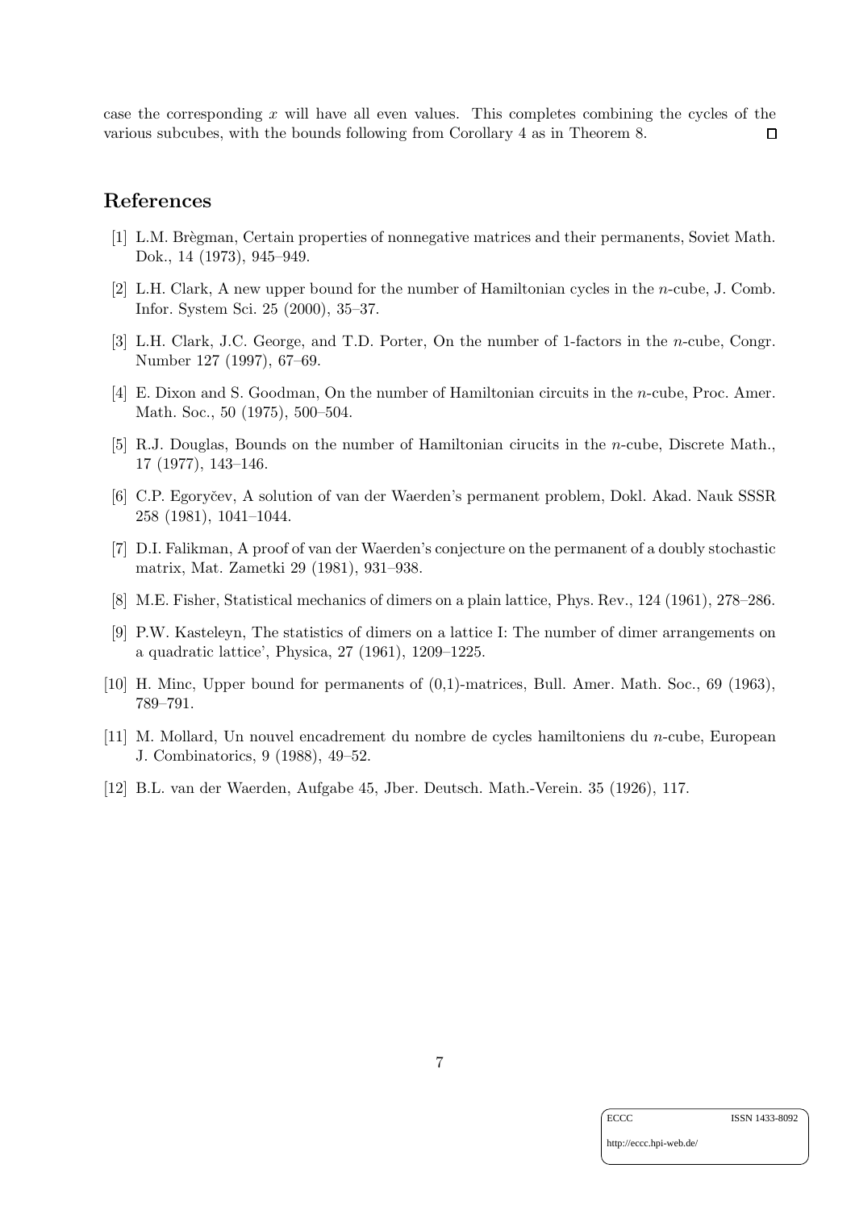case the corresponding $x$ will have all even values. This completes combining the cycles of the various subcubes, with the bounds following from Corollary 4 as in Theorem 8. □

## References

[1] L.M. Brègman, Certain properties of nonnegative matrices and their permanents, Soviet Math. Dok., 14 (1973), 945–949.

[2] L.H. Clark, A new upper bound for the number of Hamiltonian cycles in the $n$-cube, J. Comb. Infor. System Sci. 25 (2000), 35–37.

[3] L.H. Clark, J.C. George, and T.D. Porter, On the number of 1-factors in the $n$-cube, Congr. Number 127 (1997), 67–69.

[4] E. Dixon and S. Goodman, On the number of Hamiltonian circuits in the $n$-cube, Proc. Amer. Math. Soc., 50 (1975), 500–504.

[5] R.J. Douglas, Bounds on the number of Hamiltonian cirucits in the $n$-cube, Discrete Math., 17 (1977), 143–146.

[6] C.P. Egoryčev, A solution of van der Waerden's permanent problem, Dokl. Akad. Nauk SSSR 258 (1981), 1041–1044.

[7] D.I. Falikman, A proof of van der Waerden's conjecture on the permanent of a doubly stochastic matrix, Mat. Zametki 29 (1981), 931–938.

[8] M.E. Fisher, Statistical mechanics of dimers on a plain lattice, Phys. Rev., 124 (1961), 278–286.

[9] P.W. Kasteleyn, The statistics of dimers on a lattice I: The number of dimer arrangements on a quadratic lattice', Physica, 27 (1961), 1209–1225.

[10] H. Minc, Upper bound for permanents of (0,1)-matrices, Bull. Amer. Math. Soc., 69 (1963), 789–791.

[11] M. Mollard, Un nouvel encadrement du nombre de cycles hamiltoniens du $n$-cube, European J. Combinatorics, 9 (1988), 49–52.

[12] B.L. van der Waerden, Aufgabe 45, Jber. Deutsch. Math.-Verein. 35 (1926), 117.

ECCC ISSN 1433-8092

http://eccc.hpi-web.de/